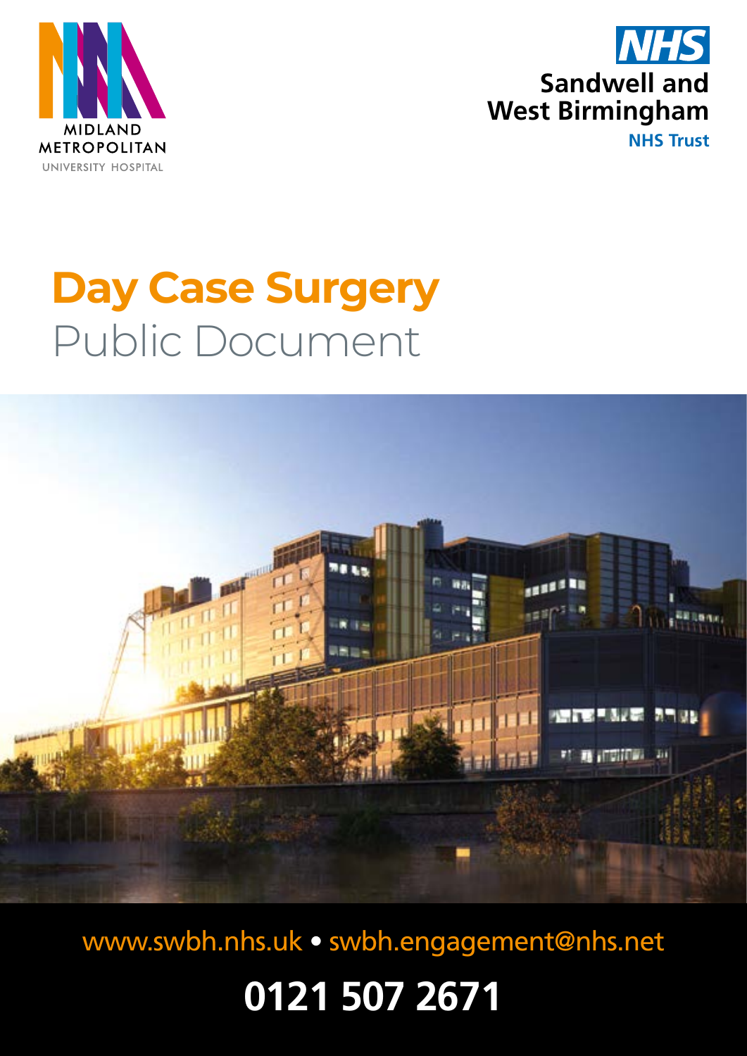MIDLAND METROPOLITAN UNIVERSITY HOSPITAL

NHS Sandwell and West Birmingham NHS Trust

# Day Case Surgery

## Public Document

www.swbh.nhs.uk • swbh.engagement@nhs.net

**0121 507 2671**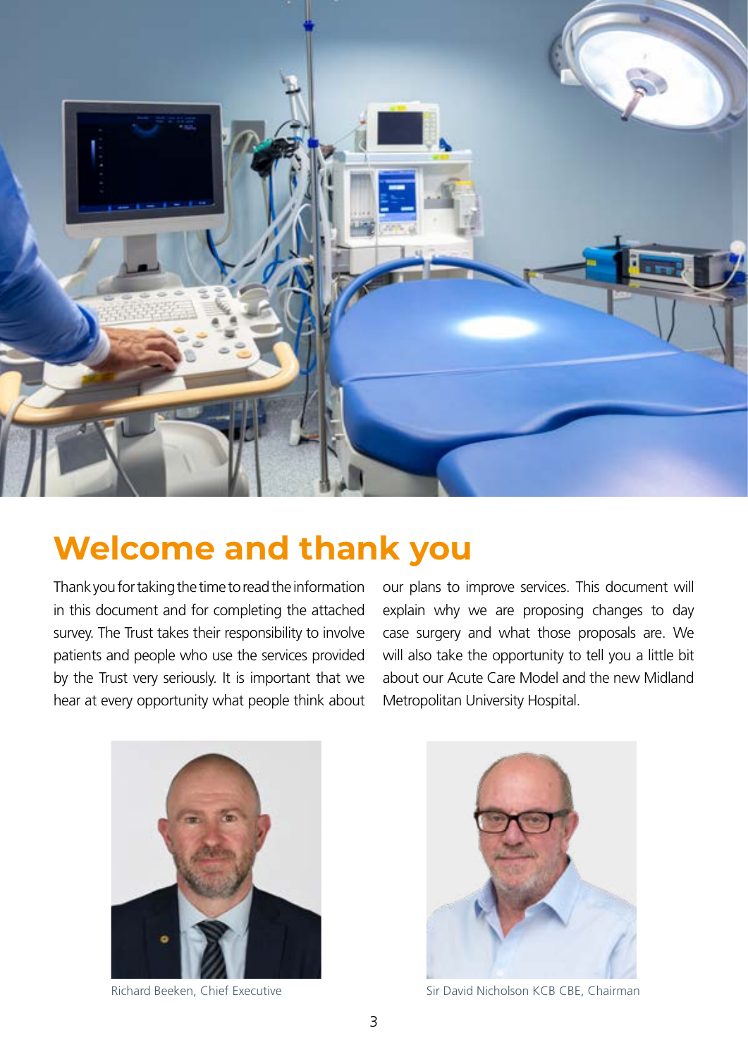# Welcome and thank you

Thank you for taking the time to read the information in this document and for completing the attached survey. The Trust takes their responsibility to involve patients and people who use the services provided by the Trust very seriously. It is important that we hear at every opportunity what people think about our plans to improve services. This document will explain why we are proposing changes to day case surgery and what those proposals are. We will also take the opportunity to tell you a little bit about our Acute Care Model and the new Midland Metropolitan University Hospital.

Richard Beeken, Chief Executive

Sir David Nicholson KCB CBE, Chairman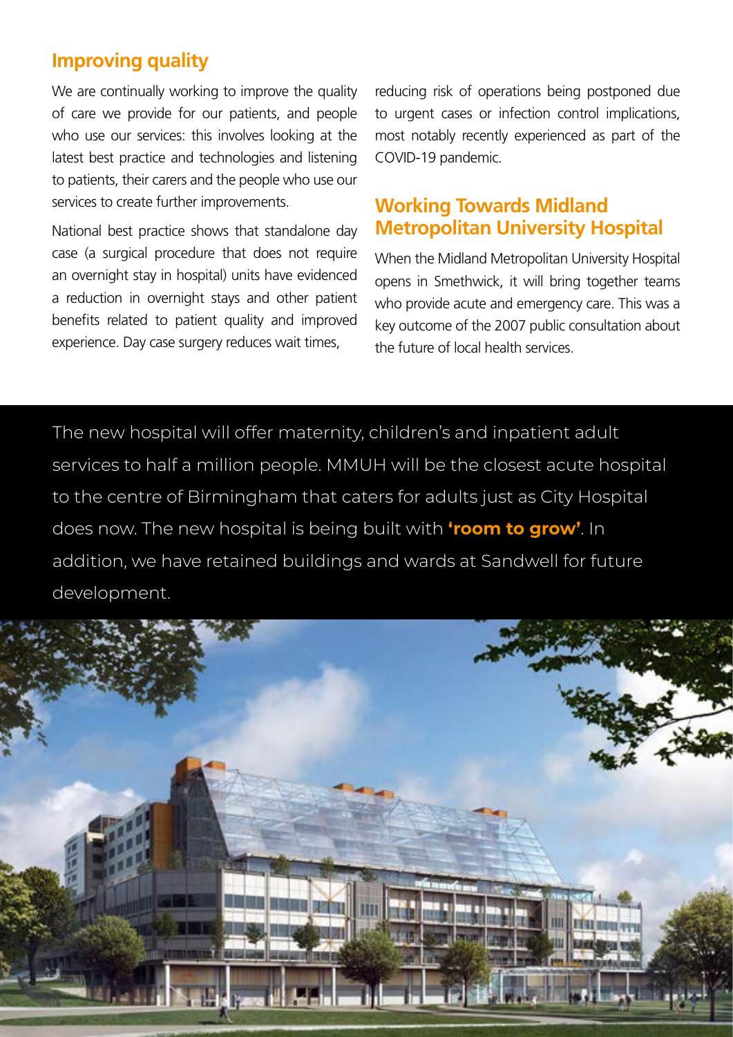## Improving quality

We are continually working to improve the quality of care we provide for our patients, and people who use our services: this involves looking at the latest best practice and technologies and listening to patients, their carers and the people who use our services to create further improvements.

National best practice shows that standalone day case (a surgical procedure that does not require an overnight stay in hospital) units have evidenced a reduction in overnight stays and other patient benefits related to patient quality and improved experience. Day case surgery reduces wait times, reducing risk of operations being postponed due to urgent cases or infection control implications, most notably recently experienced as part of the COVID-19 pandemic.

## Working Towards Midland Metropolitan University Hospital

When the Midland Metropolitan University Hospital opens in Smethwick, it will bring together teams who provide acute and emergency care. This was a key outcome of the 2007 public consultation about the future of local health services.

The new hospital will offer maternity, children's and inpatient adult services to half a million people. MMUH will be the closest acute hospital to the centre of Birmingham that caters for adults just as City Hospital does now. The new hospital is being built with **'room to grow'**. In addition, we have retained buildings and wards at Sandwell for future development.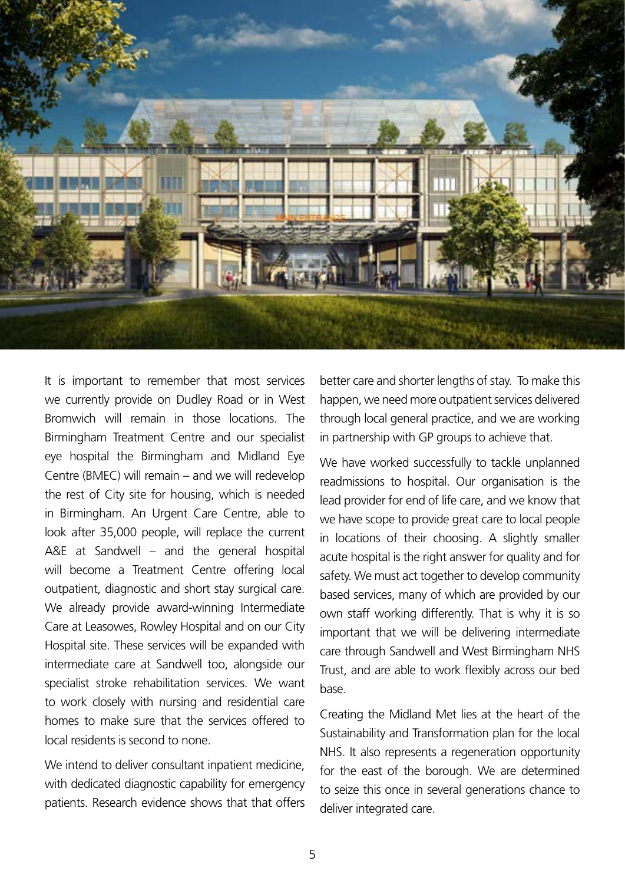It is important to remember that most services we currently provide on Dudley Road or in West Bromwich will remain in those locations. The Birmingham Treatment Centre and our specialist eye hospital the Birmingham and Midland Eye Centre (BMEC) will remain – and we will redevelop the rest of City site for housing, which is needed in Birmingham. An Urgent Care Centre, able to look after 35,000 people, will replace the current A&E at Sandwell – and the general hospital will become a Treatment Centre offering local outpatient, diagnostic and short stay surgical care. We already provide award-winning Intermediate Care at Leasowes, Rowley Hospital and on our City Hospital site. These services will be expanded with intermediate care at Sandwell too, alongside our specialist stroke rehabilitation services. We want to work closely with nursing and residential care homes to make sure that the services offered to local residents is second to none.

We intend to deliver consultant inpatient medicine, with dedicated diagnostic capability for emergency patients. Research evidence shows that that offers better care and shorter lengths of stay. To make this happen, we need more outpatient services delivered through local general practice, and we are working in partnership with GP groups to achieve that.

We have worked successfully to tackle unplanned readmissions to hospital. Our organisation is the lead provider for end of life care, and we know that we have scope to provide great care to local people in locations of their choosing. A slightly smaller acute hospital is the right answer for quality and for safety. We must act together to develop community based services, many of which are provided by our own staff working differently. That is why it is so important that we will be delivering intermediate care through Sandwell and West Birmingham NHS Trust, and are able to work flexibly across our bed base.

Creating the Midland Met lies at the heart of the Sustainability and Transformation plan for the local NHS. It also represents a regeneration opportunity for the east of the borough. We are determined to seize this once in several generations chance to deliver integrated care.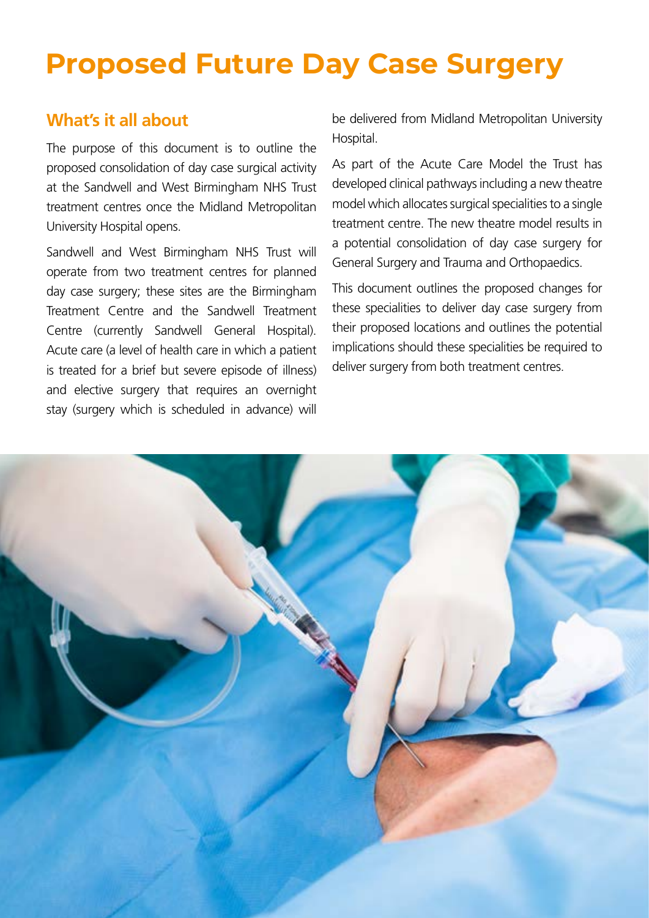# Proposed Future Day Case Surgery

## What's it all about

The purpose of this document is to outline the proposed consolidation of day case surgical activity at the Sandwell and West Birmingham NHS Trust treatment centres once the Midland Metropolitan University Hospital opens.

Sandwell and West Birmingham NHS Trust will operate from two treatment centres for planned day case surgery; these sites are the Birmingham Treatment Centre and the Sandwell Treatment Centre (currently Sandwell General Hospital). Acute care (a level of health care in which a patient is treated for a brief but severe episode of illness) and elective surgery that requires an overnight stay (surgery which is scheduled in advance) will be delivered from Midland Metropolitan University Hospital.

As part of the Acute Care Model the Trust has developed clinical pathways including a new theatre model which allocates surgical specialities to a single treatment centre. The new theatre model results in a potential consolidation of day case surgery for General Surgery and Trauma and Orthopaedics.

This document outlines the proposed changes for these specialities to deliver day case surgery from their proposed locations and outlines the potential implications should these specialities be required to deliver surgery from both treatment centres.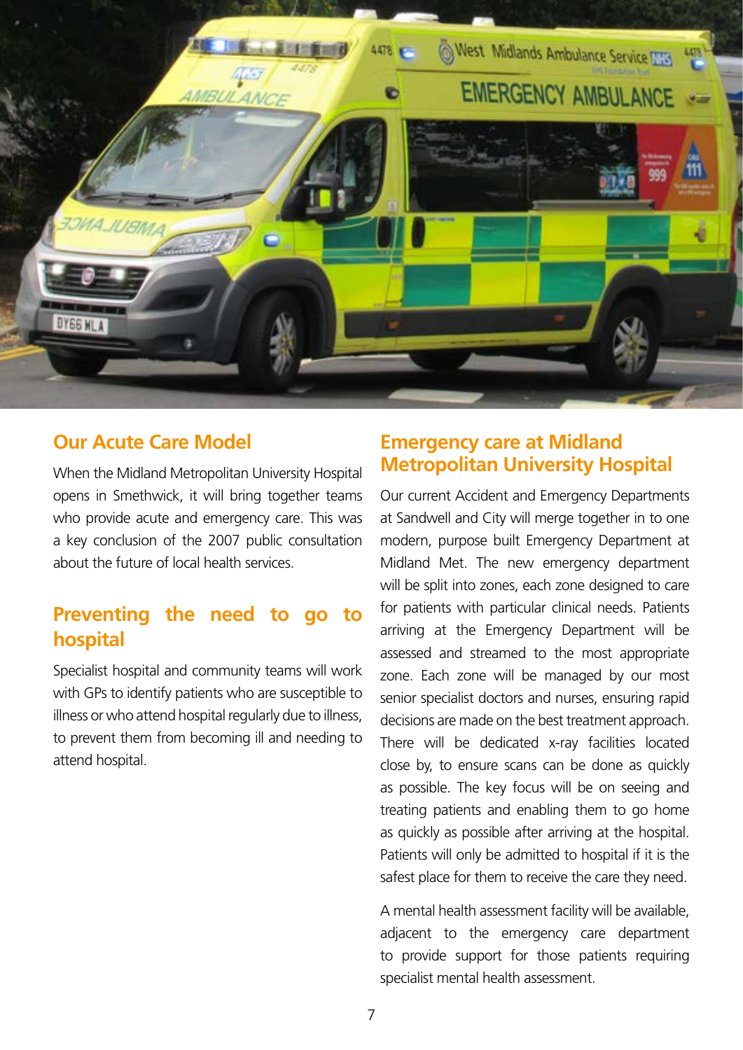## Our Acute Care Model

When the Midland Metropolitan University Hospital opens in Smethwick, it will bring together teams who provide acute and emergency care. This was a key conclusion of the 2007 public consultation about the future of local health services.

## Preventing the need to go to hospital

Specialist hospital and community teams will work with GPs to identify patients who are susceptible to illness or who attend hospital regularly due to illness, to prevent them from becoming ill and needing to attend hospital.

## Emergency care at Midland Metropolitan University Hospital

Our current Accident and Emergency Departments at Sandwell and City will merge together in to one modern, purpose built Emergency Department at Midland Met. The new emergency department will be split into zones, each zone designed to care for patients with particular clinical needs. Patients arriving at the Emergency Department will be assessed and streamed to the most appropriate zone. Each zone will be managed by our most senior specialist doctors and nurses, ensuring rapid decisions are made on the best treatment approach. There will be dedicated x-ray facilities located close by, to ensure scans can be done as quickly as possible. The key focus will be on seeing and treating patients and enabling them to go home as quickly as possible after arriving at the hospital. Patients will only be admitted to hospital if it is the safest place for them to receive the care they need.

A mental health assessment facility will be available, adjacent to the emergency care department to provide support for those patients requiring specialist mental health assessment.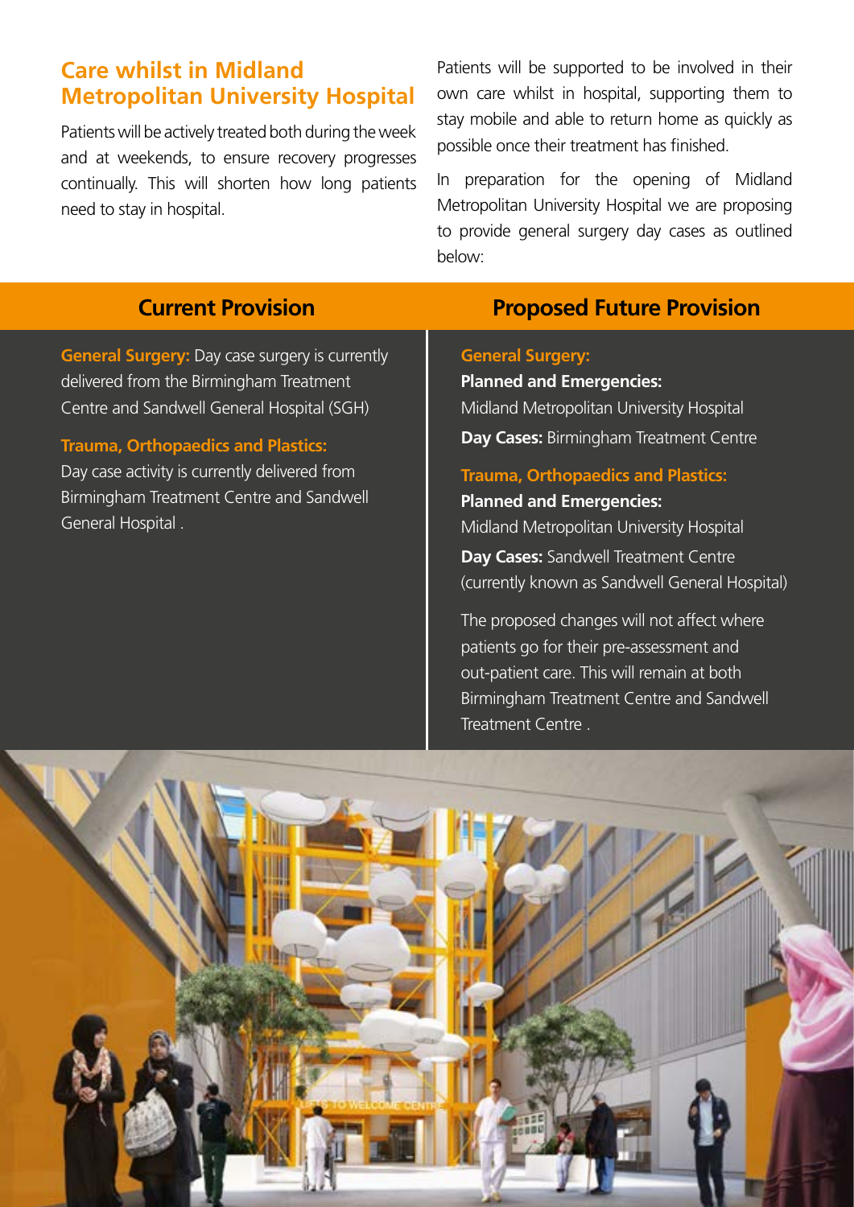## Care whilst in Midland Metropolitan University Hospital

Patients will be actively treated both during the week and at weekends, to ensure recovery progresses continually. This will shorten how long patients need to stay in hospital.

Patients will be supported to be involved in their own care whilst in hospital, supporting them to stay mobile and able to return home as quickly as possible once their treatment has finished.

In preparation for the opening of Midland Metropolitan University Hospital we are proposing to provide general surgery day cases as outlined below:

| Current Provision | Proposed Future Provision |
| --- | --- |
| **General Surgery:** Day case surgery is currently delivered from the Birmingham Treatment Centre and Sandwell General Hospital (SGH) | **General Surgery:**<br>**Planned and Emergencies:** Midland Metropolitan University Hospital<br>**Day Cases:** Birmingham Treatment Centre |
| **Trauma, Orthopaedics and Plastics:** Day case activity is currently delivered from Birmingham Treatment Centre and Sandwell General Hospital . | **Trauma, Orthopaedics and Plastics:**<br>**Planned and Emergencies:** Midland Metropolitan University Hospital<br>**Day Cases:** Sandwell Treatment Centre (currently known as Sandwell General Hospital) |
| | The proposed changes will not affect where patients go for their pre-assessment and out-patient care. This will remain at both Birmingham Treatment Centre and Sandwell Treatment Centre . |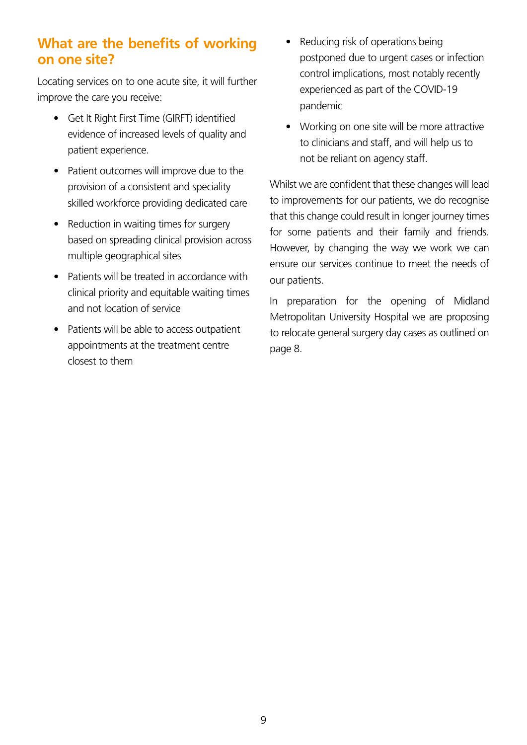## What are the benefits of working on one site?

Locating services on to one acute site, it will further improve the care you receive:

- Get It Right First Time (GIRFT) identified evidence of increased levels of quality and patient experience.
- Patient outcomes will improve due to the provision of a consistent and speciality skilled workforce providing dedicated care
- Reduction in waiting times for surgery based on spreading clinical provision across multiple geographical sites
- Patients will be treated in accordance with clinical priority and equitable waiting times and not location of service
- Patients will be able to access outpatient appointments at the treatment centre closest to them
- Reducing risk of operations being postponed due to urgent cases or infection control implications, most notably recently experienced as part of the COVID-19 pandemic
- Working on one site will be more attractive to clinicians and staff, and will help us to not be reliant on agency staff.

Whilst we are confident that these changes will lead to improvements for our patients, we do recognise that this change could result in longer journey times for some patients and their family and friends. However, by changing the way we work we can ensure our services continue to meet the needs of our patients.

In preparation for the opening of Midland Metropolitan University Hospital we are proposing to relocate general surgery day cases as outlined on page 8.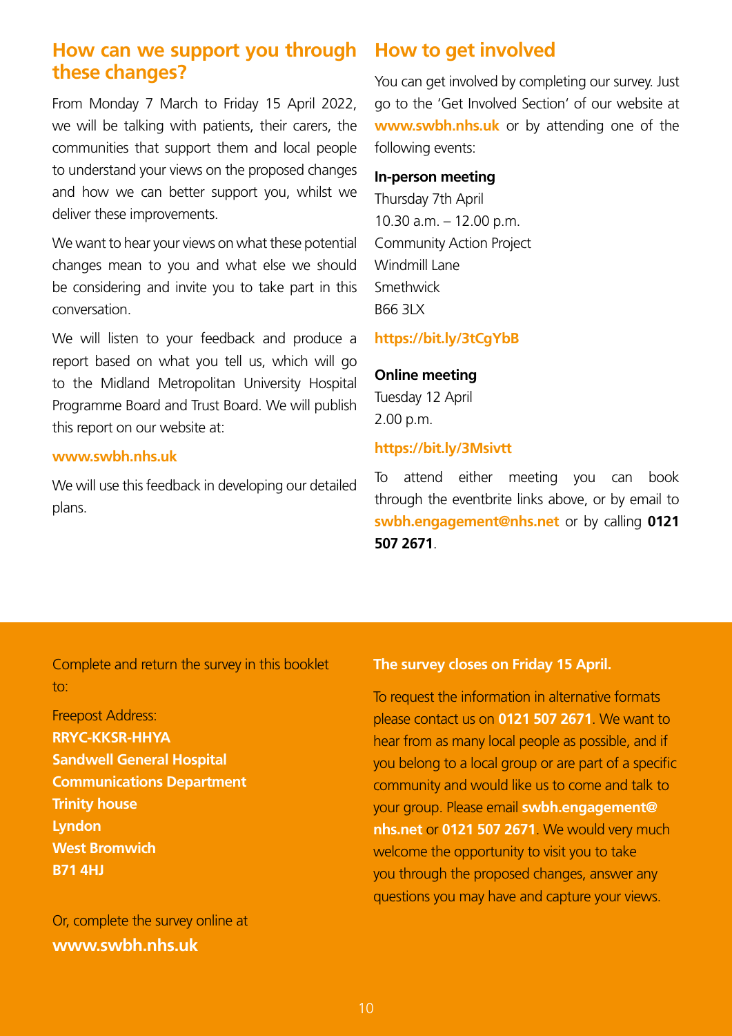## How can we support you through these changes?

From Monday 7 March to Friday 15 April 2022, we will be talking with patients, their carers, the communities that support them and local people to understand your views on the proposed changes and how we can better support you, whilst we deliver these improvements.

We want to hear your views on what these potential changes mean to you and what else we should be considering and invite you to take part in this conversation.

We will listen to your feedback and produce a report based on what you tell us, which will go to the Midland Metropolitan University Hospital Programme Board and Trust Board. We will publish this report on our website at:

**www.swbh.nhs.uk**

We will use this feedback in developing our detailed plans.

## How to get involved

You can get involved by completing our survey. Just go to the 'Get Involved Section' of our website at **www.swbh.nhs.uk** or by attending one of the following events:

**In-person meeting**
Thursday 7th April
10.30 a.m. – 12.00 p.m.
Community Action Project
Windmill Lane
Smethwick
B66 3LX

**https://bit.ly/3tCgYbB**

**Online meeting**
Tuesday 12 April
2.00 p.m.

**https://bit.ly/3Msivtt**

To attend either meeting you can book through the eventbrite links above, or by email to **swbh.engagement@nhs.net** or by calling **0121 507 2671**.

Complete and return the survey in this booklet to:

Freepost Address:
**RRYC-KKSR-HHYA**
**Sandwell General Hospital**
**Communications Department**
**Trinity house**
**Lyndon**
**West Bromwich**
**B71 4HJ**

Or, complete the survey online at
**www.swbh.nhs.uk**

**The survey closes on Friday 15 April.**

To request the information in alternative formats please contact us on **0121 507 2671**. We want to hear from as many local people as possible, and if you belong to a local group or are part of a specific community and would like us to come and talk to your group. Please email **swbh.engagement@nhs.net** or **0121 507 2671**. We would very much welcome the opportunity to visit you to take you through the proposed changes, answer any questions you may have and capture your views.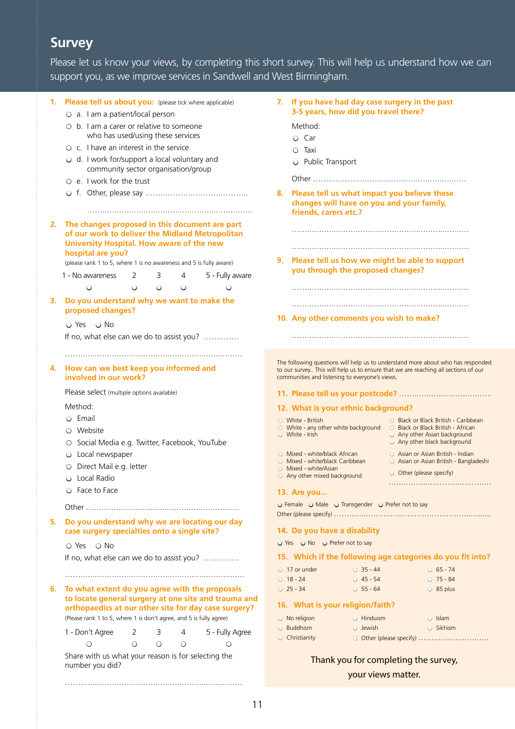# Survey

Please let us know your views, by completing this short survey. This will help us understand how we can support you, as we improve services in Sandwell and West Birmingham.

**1. Please tell us about you:** (please tick where applicable)

- ○ a. I am a patient/local person
- ○ b. I am a carer or relative to someone who has used/using these services
- ○ c. I have an interest in the service
- ○ d. I work for/support a local voluntary and community sector organisation/group
- ○ e. I work for the trust
- ○ f. Other, please say ……………………………………

……………………………………………………………

**2. The changes proposed in this document are part of our work to deliver the Midland Metropolitan University Hospital. How aware of the new hospital are you?**

(please rank 1 to 5, where 1 is no awareness and 5 is fully aware)

| 1 - No awareness | 2 | 3 | 4 | 5 - Fully aware |
|---|---|---|---|---|
| ○ | ○ | ○ | ○ | ○ |

**3. Do you understand why we want to make the proposed changes?**

○ Yes ○ No

If no, what else can we do to assist you? …………

……………………………………………………………

**4. How can we best keep you informed and involved in our work?**

Please select (multiple options available)

Method:

- ○ Email
- ○ Website
- ○ Social Media e.g. Twitter, Facebook, YouTube
- ○ Local newspaper
- ○ Direct Mail e.g. letter
- ○ Local Radio
- ○ Face to Face

Other ……………………………………………………

**5. Do you understand why we are locating our day case surgery specialties onto a single site?**

○ Yes ○ No

If no, what else can we do to assist you? …………

……………………………………………………………

**6. To what extent do you agree with the proposals to locate general surgery at one site and trauma and orthopaedics at our other site for day case surgery?**

(Please rank 1 to 5, where 1 is don't agree, and 5 is fully agree)

| 1 - Don't Agree | 2 | 3 | 4 | 5 - Fully Agree |
|---|---|---|---|---|
| ○ | ○ | ○ | ○ | ○ |

Share with us what your reason is for selecting the number you did?

……………………………………………………………

**7. If you have had day case surgery in the past 3-5 years, how did you travel there?**

Method:

- ○ Car
- ○ Taxi
- ○ Public Transport

Other ……………………………………………………

**8. Please tell us what impact you believe these changes will have on you and your family, friends, carers etc.?**

……………………………………………………………

……………………………………………………………

**9. Please tell us how we might be able to support you through the proposed changes?**

……………………………………………………………

……………………………………………………………

**10. Any other comments you wish to make?**

……………………………………………………………

The following questions will help us to understand more about who has responded to our survey.. This will help us to ensure that we are reaching all sections of our communities and listening to everyone's views.

**11. Please tell us your postcode?** ……………………………

**12. What is your ethnic background?**

- ○ White - British
- ○ White - any other white background
- ○ White - Irish
- ○ Black or Black British - Caribbean
- ○ Black or Black British - African
- ○ Any other Asian background
- ○ Any other black background
- ○ Mixed - white/black African
- ○ Mixed - white/black Caribbean
- ○ Mixed - white/Asian
- ○ Any other mixed background
- ○ Asian or Asian British - Indian
- ○ Asian or Asian British - Bangladeshi
- ○ Other (please specify)

……………………………………

**13. Are you...**

○ Female ○ Male ○ Transgender ○ Prefer not to say

Other (please specify) ……………………………………………………

**14. Do you have a disability**

○ Yes ○ No ○ Prefer not to say

**15. Which if the following age categories do you fit into?**

| | | |
|---|---|---|
| ○ 17 or under | ○ 35 - 44 | ○ 65 - 74 |
| ○ 18 - 24 | ○ 45 - 54 | ○ 75 - 84 |
| ○ 25 - 34 | ○ 55 - 64 | ○ 85 plus |

**16. What is your religion/faith?**

| | | |
|---|---|---|
| ○ No religion | ○ Hinduism | ○ Islam |
| ○ Buddhism | ○ Jewish | ○ Sikhism |
| ○ Christianity | ○ Other (please specify) ………………………… | |

Thank you for completing the survey, your views matter.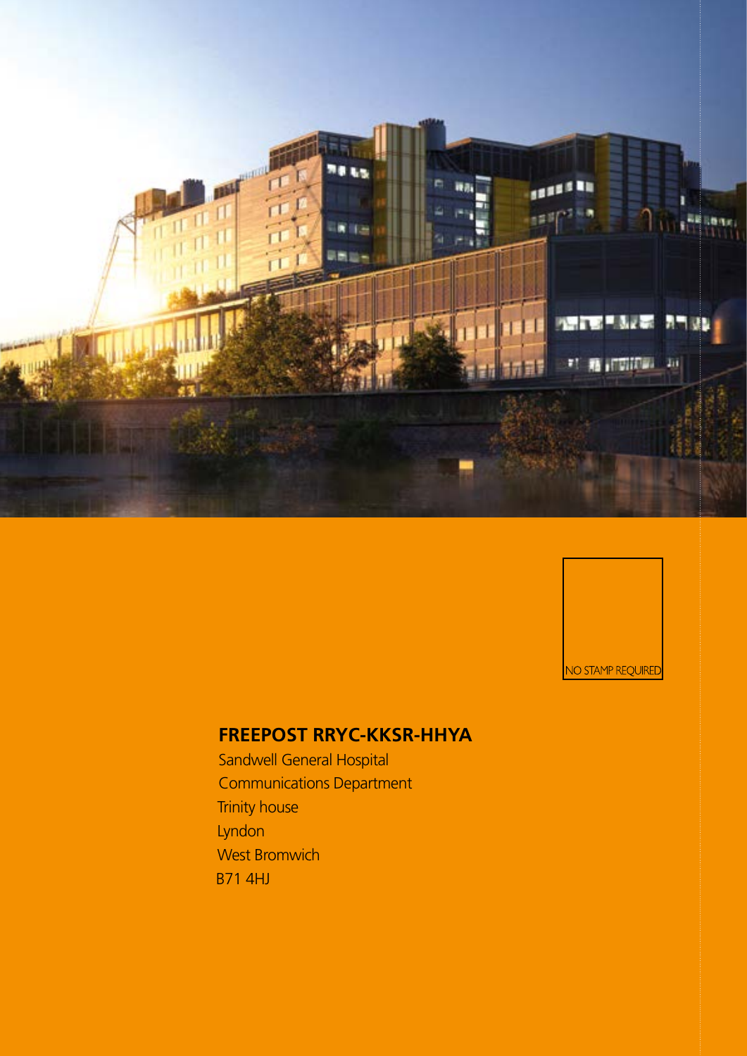NO STAMP REQUIRED

**FREEPOST RRYC-KKSR-HHYA**

Sandwell General Hospital
Communications Department
Trinity house
Lyndon
West Bromwich
B71 4HJ